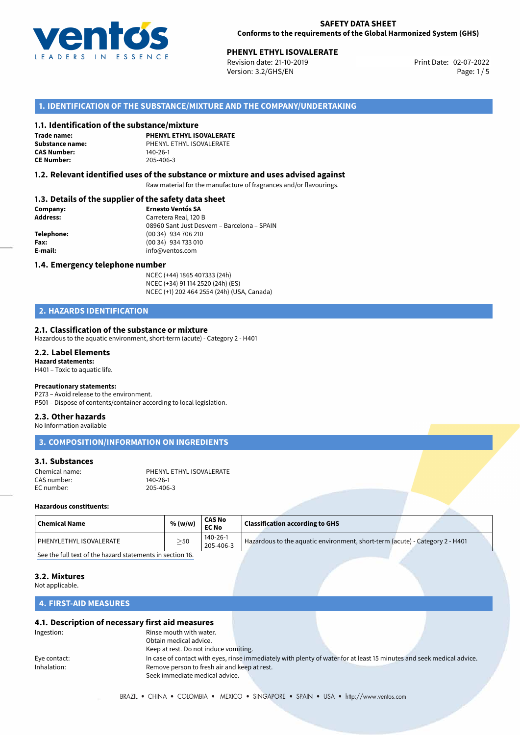**SAFETY DATA SHEET**
**Conforms to the requirements of the Global Harmonized System (GHS)**

**PHENYL ETHYL ISOVALERATE**
Revision date: 21-10-2019
Version: 3.2/GHS/EN
Print Date: 02-07-2022

## 1. IDENTIFICATION OF THE SUBSTANCE/MIXTURE AND THE COMPANY/UNDERTAKING

### 1.1. Identification of the substance/mixture

**Trade name:** **PHENYL ETHYL ISOVALERATE**
**Substance name:** PHENYL ETHYL ISOVALERATE
**CAS Number:** 140-26-1
**CE Number:** 205-406-3

### 1.2. Relevant identified uses of the substance or mixture and uses advised against

Raw material for the manufacture of fragrances and/or flavourings.

### 1.3. Details of the supplier of the safety data sheet

**Company:** **Ernesto Ventós SA**
**Address:** Carretera Real, 120 B
08960 Sant Just Desvern – Barcelona – SPAIN
**Telephone:** (00 34) 934 706 210
**Fax:** (00 34) 934 733 010
**E-mail:** info@ventos.com

### 1.4. Emergency telephone number

NCEC (+44) 1865 407333 (24h)
NCEC (+34) 91 114 2520 (24h) (ES)
NCEC (+1) 202 464 2554 (24h) (USA, Canada)

## 2. HAZARDS IDENTIFICATION

### 2.1. Classification of the substance or mixture

Hazardous to the aquatic environment, short-term (acute) - Category 2 - H401

### 2.2. Label Elements

**Hazard statements:**
H401 – Toxic to aquatic life.

**Precautionary statements:**
P273 – Avoid release to the environment.
P501 – Dispose of contents/container according to local legislation.

### 2.3. Other hazards

No Information available

## 3. COMPOSITION/INFORMATION ON INGREDIENTS

### 3.1. Substances

Chemical name: PHENYL ETHYL ISOVALERATE
CAS number: 140-26-1
EC number: 205-406-3

**Hazardous constituents:**

| Chemical Name | % (w/w) | CAS No EC No | Classification according to GHS |
|---|---|---|---|
| PHENYLETHYL ISOVALERATE | $\geq$50 | 140-26-1 205-406-3 | Hazardous to the aquatic environment, short-term (acute) - Category 2 - H401 |

See the full text of the hazard statements in section 16.

### 3.2. Mixtures

Not applicable.

## 4. FIRST-AID MEASURES

### 4.1. Description of necessary first aid measures

Ingestion: Rinse mouth with water.
Obtain medical advice.
Keep at rest. Do not induce vomiting.

Eye contact: In case of contact with eyes, rinse immediately with plenty of water for at least 15 minutes and seek medical advice.

Inhalation: Remove person to fresh air and keep at rest.
Seek immediate medical advice.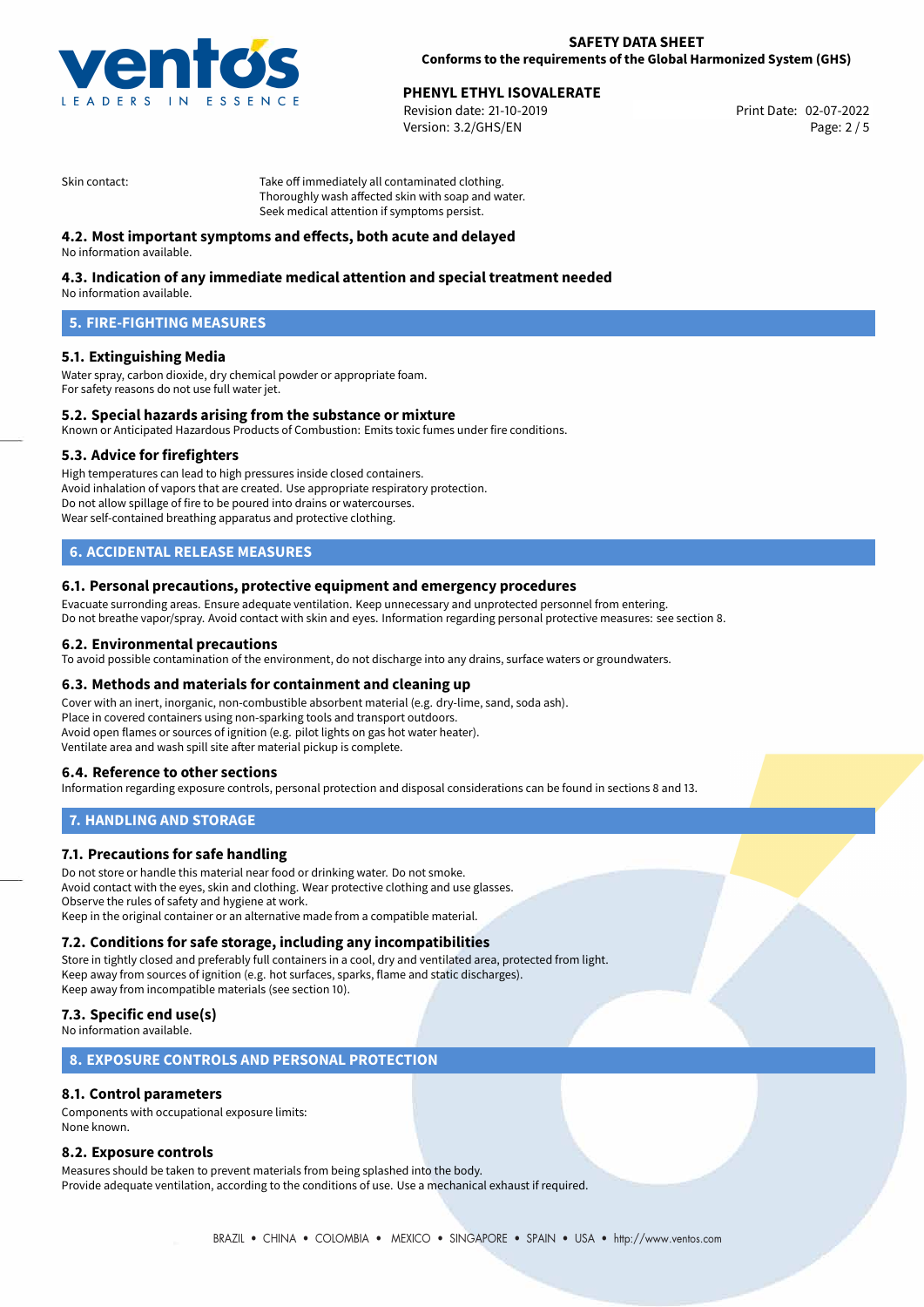Skin contact: Take off immediately all contaminated clothing.
Thoroughly wash affected skin with soap and water.
Seek medical attention if symptoms persist.

### 4.2. Most important symptoms and effects, both acute and delayed

No information available.

### 4.3. Indication of any immediate medical attention and special treatment needed

No information available.

## 5. FIRE-FIGHTING MEASURES

### 5.1. Extinguishing Media

Water spray, carbon dioxide, dry chemical powder or appropriate foam.
For safety reasons do not use full water jet.

### 5.2. Special hazards arising from the substance or mixture

Known or Anticipated Hazardous Products of Combustion: Emits toxic fumes under fire conditions.

### 5.3. Advice for firefighters

High temperatures can lead to high pressures inside closed containers.
Avoid inhalation of vapors that are created. Use appropriate respiratory protection.
Do not allow spillage of fire to be poured into drains or watercourses.
Wear self-contained breathing apparatus and protective clothing.

## 6. ACCIDENTAL RELEASE MEASURES

### 6.1. Personal precautions, protective equipment and emergency procedures

Evacuate surronding areas. Ensure adequate ventilation. Keep unnecessary and unprotected personnel from entering.
Do not breathe vapor/spray. Avoid contact with skin and eyes. Information regarding personal protective measures: see section 8.

### 6.2. Environmental precautions

To avoid possible contamination of the environment, do not discharge into any drains, surface waters or groundwaters.

### 6.3. Methods and materials for containment and cleaning up

Cover with an inert, inorganic, non-combustible absorbent material (e.g. dry-lime, sand, soda ash).
Place in covered containers using non-sparking tools and transport outdoors.
Avoid open flames or sources of ignition (e.g. pilot lights on gas hot water heater).
Ventilate area and wash spill site after material pickup is complete.

### 6.4. Reference to other sections

Information regarding exposure controls, personal protection and disposal considerations can be found in sections 8 and 13.

## 7. HANDLING AND STORAGE

### 7.1. Precautions for safe handling

Do not store or handle this material near food or drinking water. Do not smoke.
Avoid contact with the eyes, skin and clothing. Wear protective clothing and use glasses.
Observe the rules of safety and hygiene at work.
Keep in the original container or an alternative made from a compatible material.

### 7.2. Conditions for safe storage, including any incompatibilities

Store in tightly closed and preferably full containers in a cool, dry and ventilated area, protected from light.
Keep away from sources of ignition (e.g. hot surfaces, sparks, flame and static discharges).
Keep away from incompatible materials (see section 10).

### 7.3. Specific end use(s)

No information available.

## 8. EXPOSURE CONTROLS AND PERSONAL PROTECTION

### 8.1. Control parameters

Components with occupational exposure limits:
None known.

### 8.2. Exposure controls

Measures should be taken to prevent materials from being splashed into the body.
Provide adequate ventilation, according to the conditions of use. Use a mechanical exhaust if required.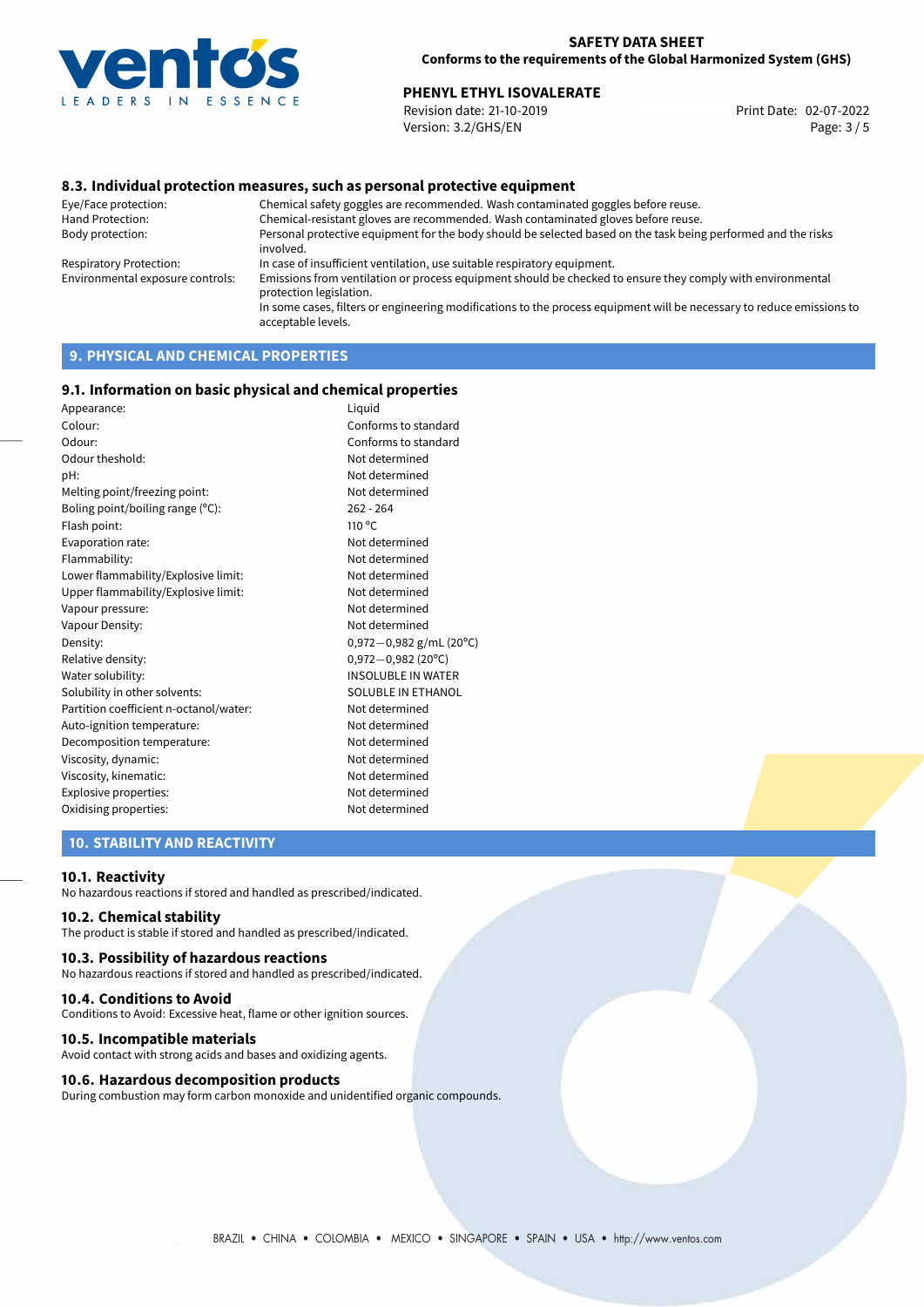### 8.3. Individual protection measures, such as personal protective equipment

| | |
|---|---|
| Eye/Face protection: | Chemical safety goggles are recommended. Wash contaminated goggles before reuse. |
| Hand Protection: | Chemical-resistant gloves are recommended. Wash contaminated gloves before reuse. |
| Body protection: | Personal protective equipment for the body should be selected based on the task being performed and the risks involved. |
| Respiratory Protection: | In case of insufficient ventilation, use suitable respiratory equipment. |
| Environmental exposure controls: | Emissions from ventilation or process equipment should be checked to ensure they comply with environmental protection legislation. In some cases, filters or engineering modifications to the process equipment will be necessary to reduce emissions to acceptable levels. |

## 9. PHYSICAL AND CHEMICAL PROPERTIES

### 9.1. Information on basic physical and chemical properties

| | |
|---|---|
| Appearance: | Liquid |
| Colour: | Conforms to standard |
| Odour: | Conforms to standard |
| Odour theshold: | Not determined |
| pH: | Not determined |
| Melting point/freezing point: | Not determined |
| Boling point/boiling range (°C): | 262 - 264 |
| Flash point: | 110 °C |
| Evaporation rate: | Not determined |
| Flammability: | Not determined |
| Lower flammability/Explosive limit: | Not determined |
| Upper flammability/Explosive limit: | Not determined |
| Vapour pressure: | Not determined |
| Vapour Density: | Not determined |
| Density: | 0,972−0,982 g/mL (20°C) |
| Relative density: | 0,972−0,982 (20°C) |
| Water solubility: | INSOLUBLE IN WATER |
| Solubility in other solvents: | SOLUBLE IN ETHANOL |
| Partition coefficient n-octanol/water: | Not determined |
| Auto-ignition temperature: | Not determined |
| Decomposition temperature: | Not determined |
| Viscosity, dynamic: | Not determined |
| Viscosity, kinematic: | Not determined |
| Explosive properties: | Not determined |
| Oxidising properties: | Not determined |

## 10. STABILITY AND REACTIVITY

### 10.1. Reactivity

No hazardous reactions if stored and handled as prescribed/indicated.

### 10.2. Chemical stability

The product is stable if stored and handled as prescribed/indicated.

### 10.3. Possibility of hazardous reactions

No hazardous reactions if stored and handled as prescribed/indicated.

### 10.4. Conditions to Avoid

Conditions to Avoid: Excessive heat, flame or other ignition sources.

### 10.5. Incompatible materials

Avoid contact with strong acids and bases and oxidizing agents.

### 10.6. Hazardous decomposition products

During combustion may form carbon monoxide and unidentified organic compounds.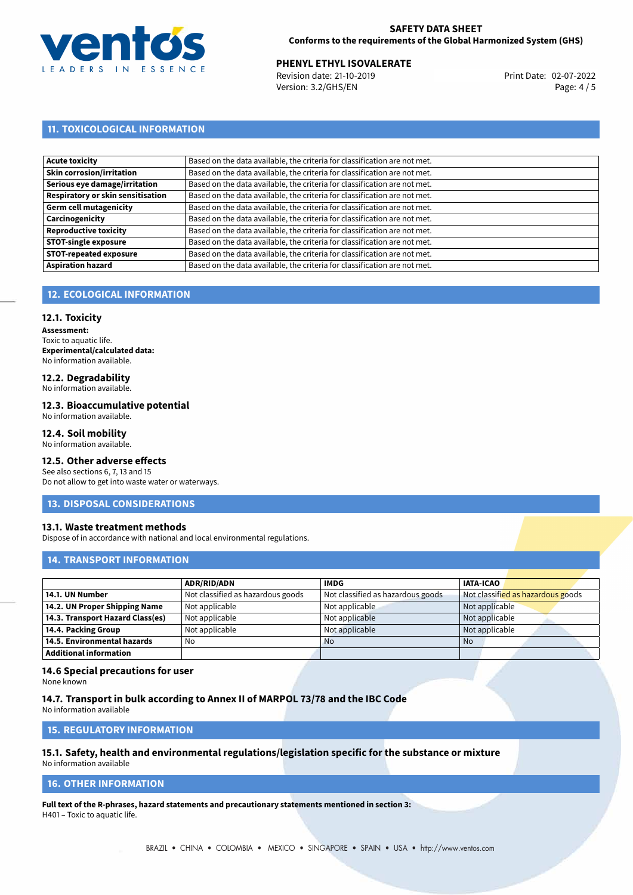## 11. TOXICOLOGICAL INFORMATION

| | |
|---|---|
| **Acute toxicity** | Based on the data available, the criteria for classification are not met. |
| **Skin corrosion/irritation** | Based on the data available, the criteria for classification are not met. |
| **Serious eye damage/irritation** | Based on the data available, the criteria for classification are not met. |
| **Respiratory or skin sensitisation** | Based on the data available, the criteria for classification are not met. |
| **Germ cell mutagenicity** | Based on the data available, the criteria for classification are not met. |
| **Carcinogenicity** | Based on the data available, the criteria for classification are not met. |
| **Reproductive toxicity** | Based on the data available, the criteria for classification are not met. |
| **STOT-single exposure** | Based on the data available, the criteria for classification are not met. |
| **STOT-repeated exposure** | Based on the data available, the criteria for classification are not met. |
| **Aspiration hazard** | Based on the data available, the criteria for classification are not met. |

## 12. ECOLOGICAL INFORMATION

### 12.1. Toxicity

**Assessment:**
Toxic to aquatic life.
**Experimental/calculated data:**
No information available.

### 12.2. Degradability

No information available.

### 12.3. Bioaccumulative potential

No information available.

### 12.4. Soil mobility

No information available.

### 12.5. Other adverse effects

See also sections 6, 7, 13 and 15
Do not allow to get into waste water or waterways.

## 13. DISPOSAL CONSIDERATIONS

### 13.1. Waste treatment methods

Dispose of in accordance with national and local environmental regulations.

## 14. TRANSPORT INFORMATION

| | ADR/RID/ADN | IMDG | IATA-ICAO |
|---|---|---|---|
| **14.1. UN Number** | Not classified as hazardous goods | Not classified as hazardous goods | Not classified as hazardous goods |
| **14.2. UN Proper Shipping Name** | Not applicable | Not applicable | Not applicable |
| **14.3. Transport Hazard Class(es)** | Not applicable | Not applicable | Not applicable |
| **14.4. Packing Group** | Not applicable | Not applicable | Not applicable |
| **14.5. Environmental hazards** | No | No | No |
| **Additional information** | | | |

### 14.6 Special precautions for user

None known

### 14.7. Transport in bulk according to Annex II of MARPOL 73/78 and the IBC Code

No information available

## 15. REGULATORY INFORMATION

### 15.1. Safety, health and environmental regulations/legislation specific for the substance or mixture

No information available

## 16. OTHER INFORMATION

**Full text of the R-phrases, hazard statements and precautionary statements mentioned in section 3:**
H401 – Toxic to aquatic life.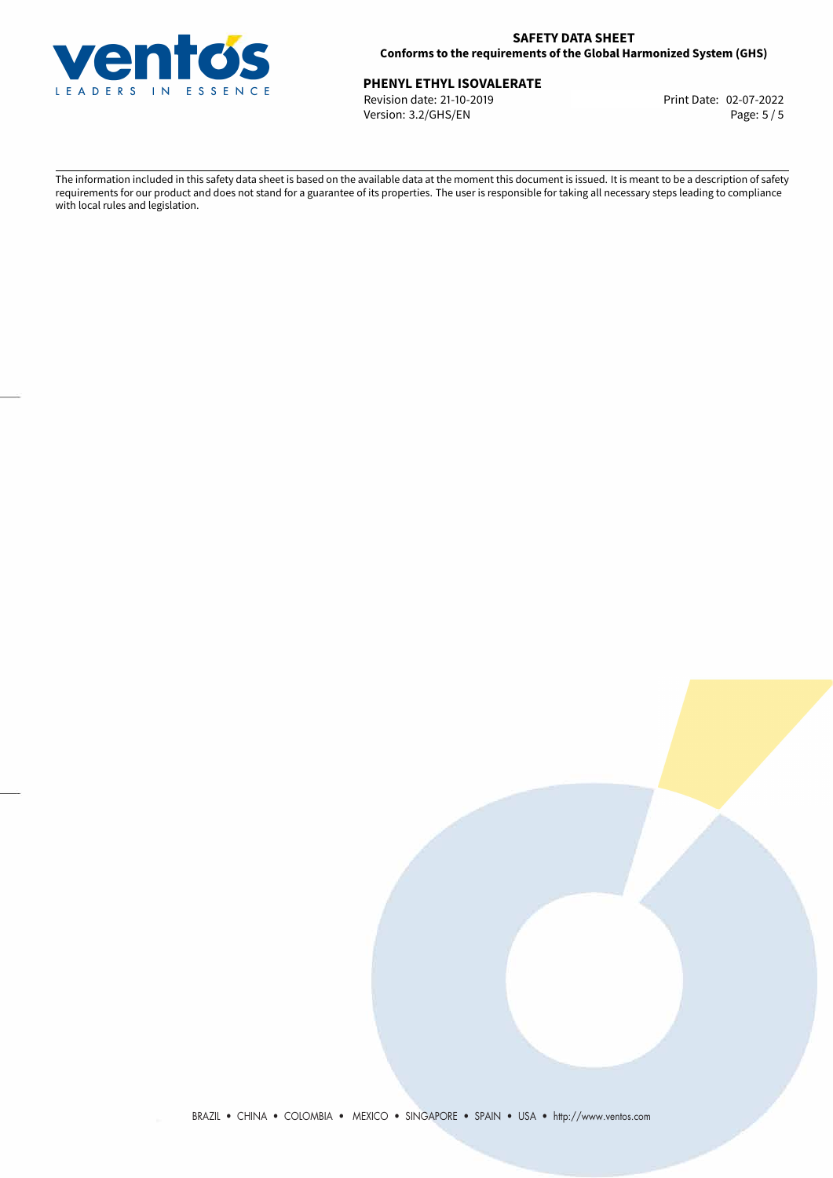The information included in this safety data sheet is based on the available data at the moment this document is issued. It is meant to be a description of safety requirements for our product and does not stand for a guarantee of its properties. The user is responsible for taking all necessary steps leading to compliance with local rules and legislation.